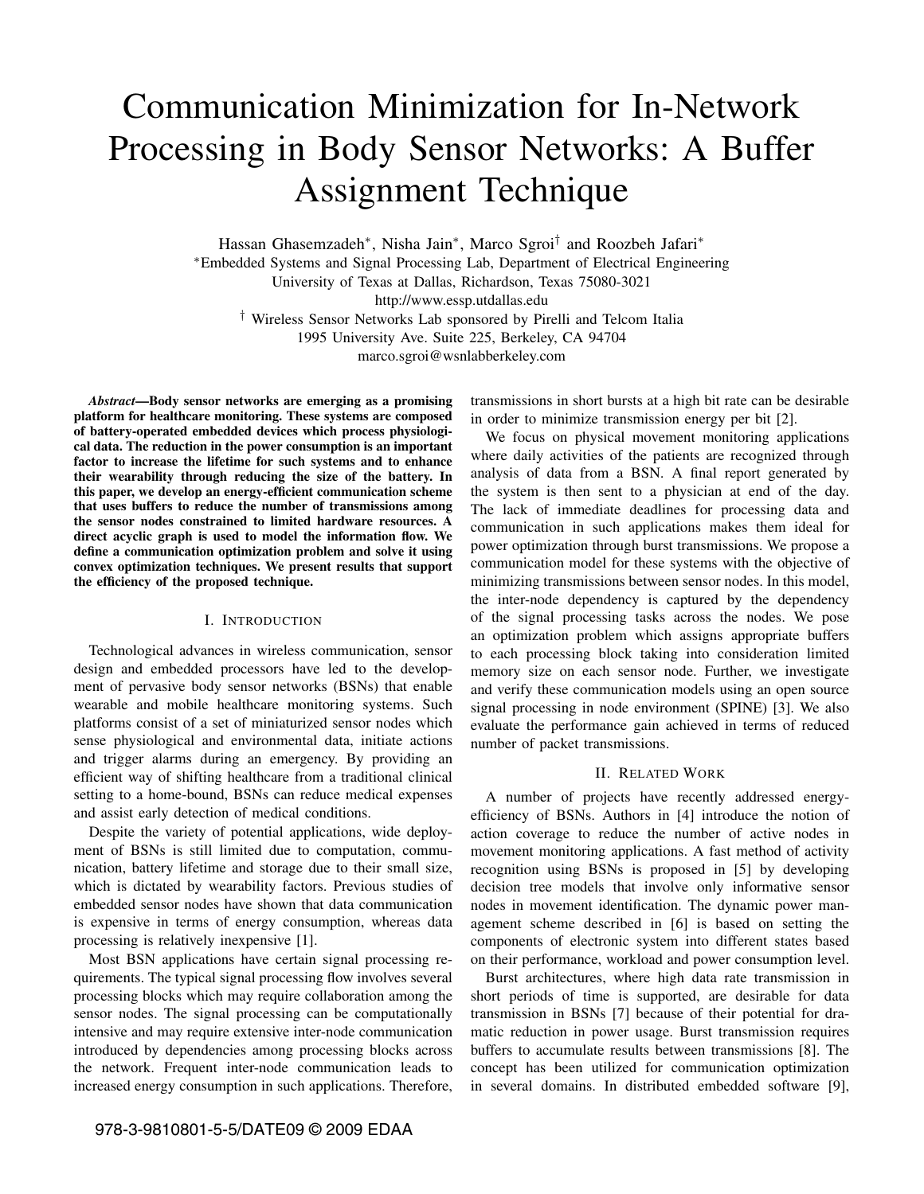# Communication Minimization for In-Network Processing in Body Sensor Networks: A Buffer Assignment Technique

Hassan Ghasemzadeh*, Nisha Jain*, Marco Sgroi† and Roozbeh Jafari*

*Embedded Systems and Signal Processing Lab, Department of Electrical Engineering
University of Texas at Dallas, Richardson, Texas 75080-3021
http://www.essp.utdallas.edu

† Wireless Sensor Networks Lab sponsored by Pirelli and Telcom Italia
1995 University Ave. Suite 225, Berkeley, CA 94704
marco.sgroi@wsnlabberkeley.com

***Abstract*—Body sensor networks are emerging as a promising platform for healthcare monitoring. These systems are composed of battery-operated embedded devices which process physiological data. The reduction in the power consumption is an important factor to increase the lifetime for such systems and to enhance their wearability through reducing the size of the battery. In this paper, we develop an energy-efficient communication scheme that uses buffers to reduce the number of transmissions among the sensor nodes constrained to limited hardware resources. A direct acyclic graph is used to model the information flow. We define a communication optimization problem and solve it using convex optimization techniques. We present results that support the efficiency of the proposed technique.**

## I. Introduction

Technological advances in wireless communication, sensor design and embedded processors have led to the development of pervasive body sensor networks (BSNs) that enable wearable and mobile healthcare monitoring systems. Such platforms consist of a set of miniaturized sensor nodes which sense physiological and environmental data, initiate actions and trigger alarms during an emergency. By providing an efficient way of shifting healthcare from a traditional clinical setting to a home-bound, BSNs can reduce medical expenses and assist early detection of medical conditions.

Despite the variety of potential applications, wide deployment of BSNs is still limited due to computation, communication, battery lifetime and storage due to their small size, which is dictated by wearability factors. Previous studies of embedded sensor nodes have shown that data communication is expensive in terms of energy consumption, whereas data processing is relatively inexpensive [1].

Most BSN applications have certain signal processing requirements. The typical signal processing flow involves several processing blocks which may require collaboration among the sensor nodes. The signal processing can be computationally intensive and may require extensive inter-node communication introduced by dependencies among processing blocks across the network. Frequent inter-node communication leads to increased energy consumption in such applications. Therefore, transmissions in short bursts at a high bit rate can be desirable in order to minimize transmission energy per bit [2].

We focus on physical movement monitoring applications where daily activities of the patients are recognized through analysis of data from a BSN. A final report generated by the system is then sent to a physician at end of the day. The lack of immediate deadlines for processing data and communication in such applications makes them ideal for power optimization through burst transmissions. We propose a communication model for these systems with the objective of minimizing transmissions between sensor nodes. In this model, the inter-node dependency is captured by the dependency of the signal processing tasks across the nodes. We pose an optimization problem which assigns appropriate buffers to each processing block taking into consideration limited memory size on each sensor node. Further, we investigate and verify these communication models using an open source signal processing in node environment (SPINE) [3]. We also evaluate the performance gain achieved in terms of reduced number of packet transmissions.

## II. Related Work

A number of projects have recently addressed energy-efficiency of BSNs. Authors in [4] introduce the notion of action coverage to reduce the number of active nodes in movement monitoring applications. A fast method of activity recognition using BSNs is proposed in [5] by developing decision tree models that involve only informative sensor nodes in movement identification. The dynamic power management scheme described in [6] is based on setting the components of electronic system into different states based on their performance, workload and power consumption level.

Burst architectures, where high data rate transmission in short periods of time is supported, are desirable for data transmission in BSNs [7] because of their potential for dramatic reduction in power usage. Burst transmission requires buffers to accumulate results between transmissions [8]. The concept has been utilized for communication optimization in several domains. In distributed embedded software [9],

978-3-9810801-5-5/DATE09 © 2009 EDAA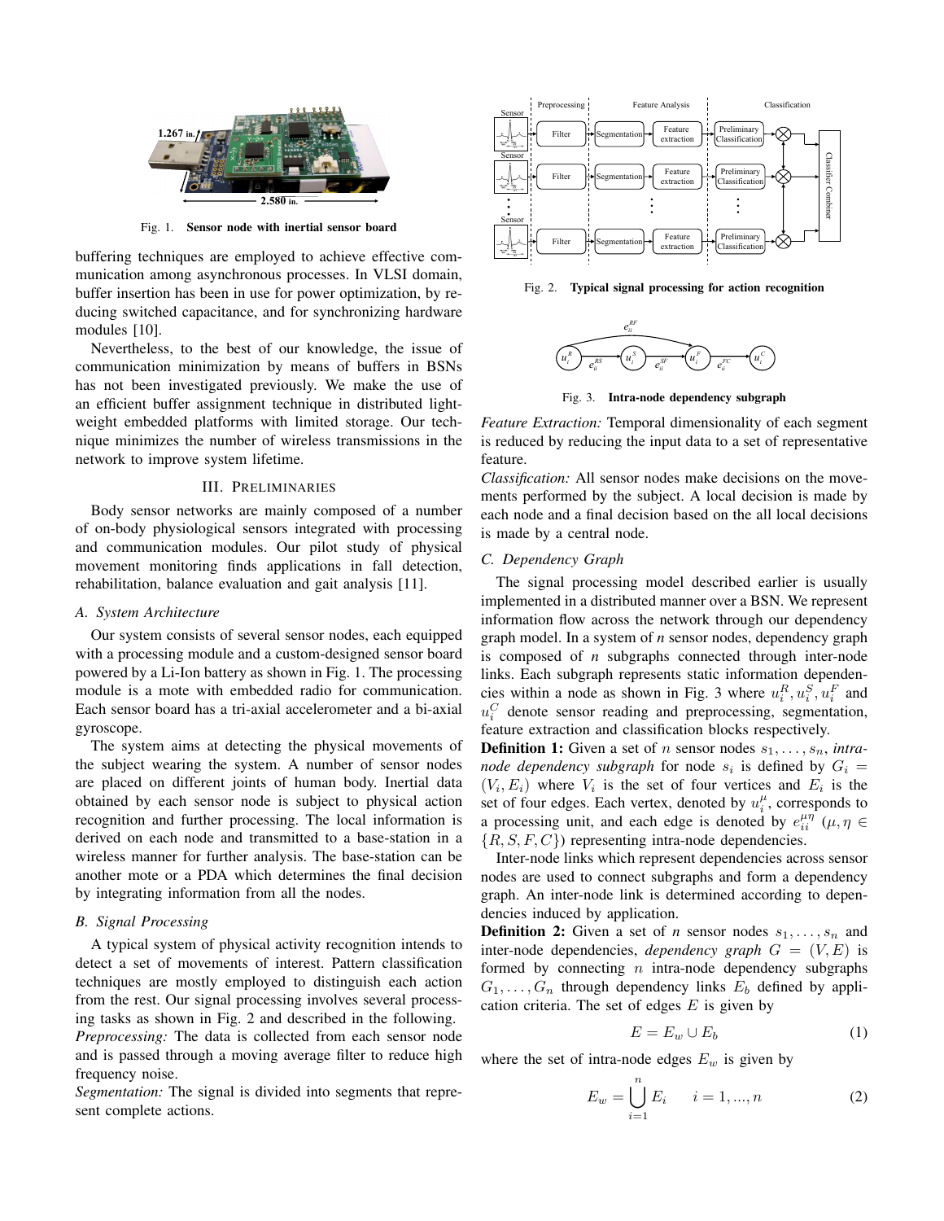Fig. 1. **Sensor node with inertial sensor board**

buffering techniques are employed to achieve effective communication among asynchronous processes. In VLSI domain, buffer insertion has been in use for power optimization, by reducing switched capacitance, and for synchronizing hardware modules [10].

Nevertheless, to the best of our knowledge, the issue of communication minimization by means of buffers in BSNs has not been investigated previously. We make the use of an efficient buffer assignment technique in distributed lightweight embedded platforms with limited storage. Our technique minimizes the number of wireless transmissions in the network to improve system lifetime.

## III. Preliminaries

Body sensor networks are mainly composed of a number of on-body physiological sensors integrated with processing and communication modules. Our pilot study of physical movement monitoring finds applications in fall detection, rehabilitation, balance evaluation and gait analysis [11].

### A. System Architecture

Our system consists of several sensor nodes, each equipped with a processing module and a custom-designed sensor board powered by a Li-Ion battery as shown in Fig. 1. The processing module is a mote with embedded radio for communication. Each sensor board has a tri-axial accelerometer and a bi-axial gyroscope.

The system aims at detecting the physical movements of the subject wearing the system. A number of sensor nodes are placed on different joints of human body. Inertial data obtained by each sensor node is subject to physical action recognition and further processing. The local information is derived on each node and transmitted to a base-station in a wireless manner for further analysis. The base-station can be another mote or a PDA which determines the final decision by integrating information from all the nodes.

### B. Signal Processing

A typical system of physical activity recognition intends to detect a set of movements of interest. Pattern classification techniques are mostly employed to distinguish each action from the rest. Our signal processing involves several processing tasks as shown in Fig. 2 and described in the following.

*Preprocessing:* The data is collected from each sensor node and is passed through a moving average filter to reduce high frequency noise.

*Segmentation:* The signal is divided into segments that represent complete actions.

Fig. 2. **Typical signal processing for action recognition**

Fig. 3. **Intra-node dependency subgraph**

*Feature Extraction:* Temporal dimensionality of each segment is reduced by reducing the input data to a set of representative feature.

*Classification:* All sensor nodes make decisions on the movements performed by the subject. A local decision is made by each node and a final decision based on the all local decisions is made by a central node.

### C. Dependency Graph

The signal processing model described earlier is usually implemented in a distributed manner over a BSN. We represent information flow across the network through our dependency graph model. In a system of *n* sensor nodes, dependency graph is composed of *n* subgraphs connected through inter-node links. Each subgraph represents static information dependencies within a node as shown in Fig. 3 where $u_i^R, u_i^S, u_i^F$ and $u_i^C$ denote sensor reading and preprocessing, segmentation, feature extraction and classification blocks respectively.

**Definition 1:** Given a set of $n$ sensor nodes $s_1, \ldots, s_n$, *intra-node dependency subgraph* for node $s_i$ is defined by $G_i = (V_i, E_i)$ where $V_i$ is the set of four vertices and $E_i$ is the set of four edges. Each vertex, denoted by $u_i^{\mu}$, corresponds to a processing unit, and each edge is denoted by $e_{ii}^{\mu\eta}$ ($\mu, \eta \in \{R, S, F, C\}$) representing intra-node dependencies.

Inter-node links which represent dependencies across sensor nodes are used to connect subgraphs and form a dependency graph. An inter-node link is determined according to dependencies induced by application.

**Definition 2:** Given a set of *n* sensor nodes $s_1, \ldots, s_n$ and inter-node dependencies, *dependency graph* $G = (V, E)$ is formed by connecting $n$ intra-node dependency subgraphs $G_1, \ldots, G_n$ through dependency links $E_b$ defined by application criteria. The set of edges $E$ is given by

$$E = E_w \cup E_b \tag{1}$$

where the set of intra-node edges $E_w$ is given by

$$E_w = \bigcup_{i=1}^{n} E_i \qquad i = 1, ..., n \tag{2}$$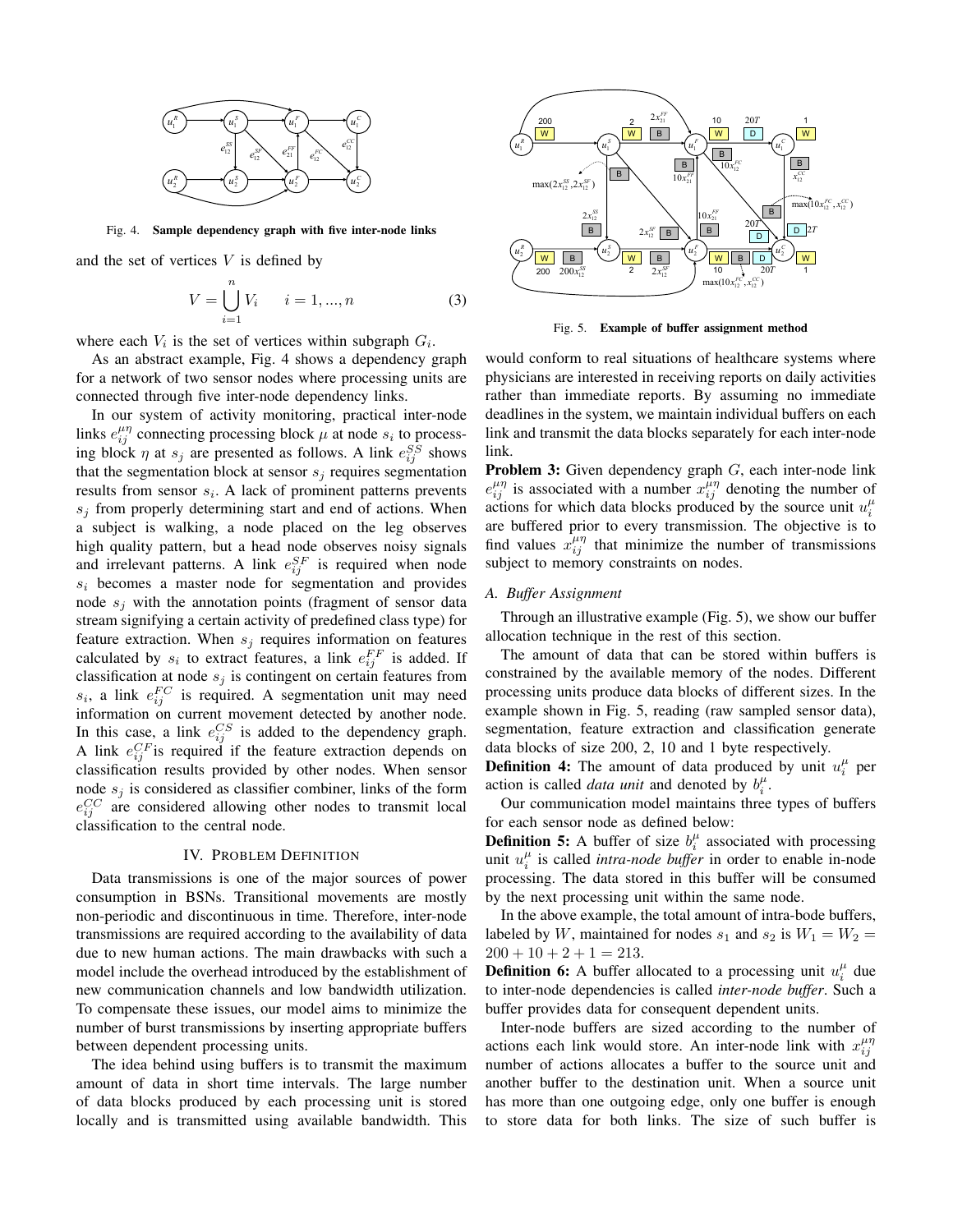Fig. 4. **Sample dependency graph with five inter-node links**

and the set of vertices $V$ is defined by

$$V = \bigcup_{i=1}^{n} V_i \qquad i = 1, ..., n \tag{3}$$

where each $V_i$ is the set of vertices within subgraph $G_i$.

As an abstract example, Fig. 4 shows a dependency graph for a network of two sensor nodes where processing units are connected through five inter-node dependency links.

In our system of activity monitoring, practical inter-node links $e_{ij}^{\mu\eta}$ connecting processing block $\mu$ at node $s_i$ to processing block $\eta$ at $s_j$ are presented as follows. A link $e_{ij}^{SS}$ shows that the segmentation block at sensor $s_j$ requires segmentation results from sensor $s_i$. A lack of prominent patterns prevents $s_j$ from properly determining start and end of actions. When a subject is walking, a node placed on the leg observes high quality pattern, but a head node observes noisy signals and irrelevant patterns. A link $e_{ij}^{SF}$ is required when node $s_i$ becomes a master node for segmentation and provides node $s_j$ with the annotation points (fragment of sensor data stream signifying a certain activity of predefined class type) for feature extraction. When $s_j$ requires information on features calculated by $s_i$ to extract features, a link $e_{ij}^{FF}$ is added. If classification at node $s_j$ is contingent on certain features from $s_i$, a link $e_{ij}^{FC}$ is required. A segmentation unit may need information on current movement detected by another node. In this case, a link $e_{ij}^{CS}$ is added to the dependency graph. A link $e_{ij}^{CF}$is required if the feature extraction depends on classification results provided by other nodes. When sensor node $s_j$ is considered as classifier combiner, links of the form $e_{ij}^{CC}$ are considered allowing other nodes to transmit local classification to the central node.

## IV. Problem Definition

Data transmissions is one of the major sources of power consumption in BSNs. Transitional movements are mostly non-periodic and discontinuous in time. Therefore, inter-node transmissions are required according to the availability of data due to new human actions. The main drawbacks with such a model include the overhead introduced by the establishment of new communication channels and low bandwidth utilization. To compensate these issues, our model aims to minimize the number of burst transmissions by inserting appropriate buffers between dependent processing units.

The idea behind using buffers is to transmit the maximum amount of data in short time intervals. The large number of data blocks produced by each processing unit is stored locally and is transmitted using available bandwidth. This would conform to real situations of healthcare systems where physicians are interested in receiving reports on daily activities rather than immediate reports. By assuming no immediate deadlines in the system, we maintain individual buffers on each link and transmit the data blocks separately for each inter-node link.

Fig. 5. **Example of buffer assignment method**

**Problem 3:** Given dependency graph $G$, each inter-node link $e_{ij}^{\mu\eta}$ is associated with a number $x_{ij}^{\mu\eta}$ denoting the number of actions for which data blocks produced by the source unit $u_i^{\mu}$ are buffered prior to every transmission. The objective is to find values $x_{ij}^{\mu\eta}$ that minimize the number of transmissions subject to memory constraints on nodes.

### *A. Buffer Assignment*

Through an illustrative example (Fig. 5), we show our buffer allocation technique in the rest of this section.

The amount of data that can be stored within buffers is constrained by the available memory of the nodes. Different processing units produce data blocks of different sizes. In the example shown in Fig. 5, reading (raw sampled sensor data), segmentation, feature extraction and classification generate data blocks of size 200, 2, 10 and 1 byte respectively.

**Definition 4:** The amount of data produced by unit $u_i^{\mu}$ per action is called *data unit* and denoted by $b_i^{\mu}$.

Our communication model maintains three types of buffers for each sensor node as defined below:

**Definition 5:** A buffer of size $b_i^{\mu}$ associated with processing unit $u_i^{\mu}$ is called *intra-node buffer* in order to enable in-node processing. The data stored in this buffer will be consumed by the next processing unit within the same node.

In the above example, the total amount of intra-bode buffers, labeled by $W$, maintained for nodes $s_1$ and $s_2$ is $W_1 = W_2 = 200 + 10 + 2 + 1 = 213$.

**Definition 6:** A buffer allocated to a processing unit $u_i^{\mu}$ due to inter-node dependencies is called *inter-node buffer*. Such a buffer provides data for consequent dependent units.

Inter-node buffers are sized according to the number of actions each link would store. An inter-node link with $x_{ij}^{\mu\eta}$ number of actions allocates a buffer to the source unit and another buffer to the destination unit. When a source unit has more than one outgoing edge, only one buffer is enough to store data for both links. The size of such buffer is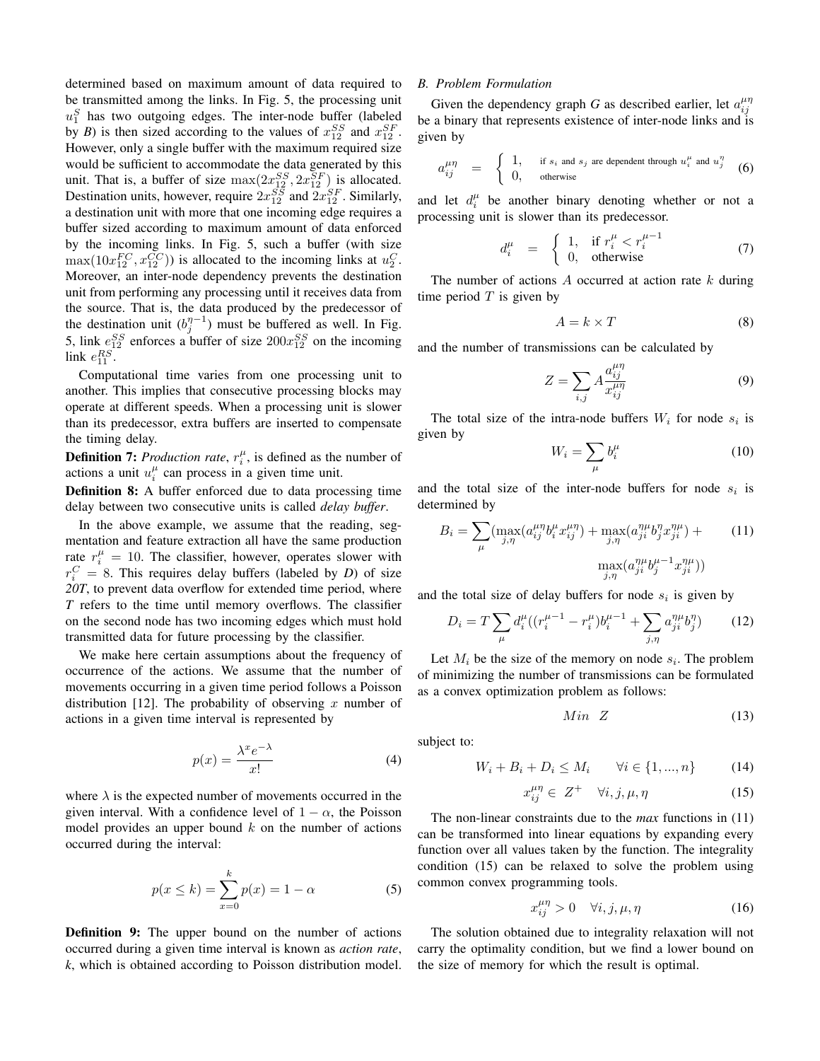determined based on maximum amount of data required to be transmitted among the links. In Fig. 5, the processing unit $u_1^S$ has two outgoing edges. The inter-node buffer (labeled by *B*) is then sized according to the values of $x_{12}^{SS}$ and $x_{12}^{SF}$. However, only a single buffer with the maximum required size would be sufficient to accommodate the data generated by this unit. That is, a buffer of size $\max(2x_{12}^{SS}, 2x_{12}^{SF})$ is allocated. Destination units, however, require $2x_{12}^{SS}$ and $2x_{12}^{SF}$. Similarly, a destination unit with more that one incoming edge requires a buffer sized according to maximum amount of data enforced by the incoming links. In Fig. 5, such a buffer (with size $\max(10x_{12}^{FC}, x_{12}^{CC})$) is allocated to the incoming links at $u_2^C$. Moreover, an inter-node dependency prevents the destination unit from performing any processing until it receives data from the source. That is, the data produced by the predecessor of the destination unit ($b_j^{\eta-1}$) must be buffered as well. In Fig. 5, link $e_{12}^{SS}$ enforces a buffer of size $200x_{12}^{SS}$ on the incoming link $e_{11}^{RS}$.

Computational time varies from one processing unit to another. This implies that consecutive processing blocks may operate at different speeds. When a processing unit is slower than its predecessor, extra buffers are inserted to compensate the timing delay.

**Definition 7:** *Production rate*, $r_i^\mu$, is defined as the number of actions a unit $u_i^\mu$ can process in a given time unit.

**Definition 8:** A buffer enforced due to data processing time delay between two consecutive units is called *delay buffer*.

In the above example, we assume that the reading, segmentation and feature extraction all have the same production rate $r_i^\mu = 10$. The classifier, however, operates slower with $r_i^C = 8$. This requires delay buffers (labeled by *D*) of size *20T*, to prevent data overflow for extended time period, where *T* refers to the time until memory overflows. The classifier on the second node has two incoming edges which must hold transmitted data for future processing by the classifier.

We make here certain assumptions about the frequency of occurrence of the actions. We assume that the number of movements occurring in a given time period follows a Poisson distribution [12]. The probability of observing $x$ number of actions in a given time interval is represented by

$$p(x) = \frac{\lambda^x e^{-\lambda}}{x!} \tag{4}$$

where $\lambda$ is the expected number of movements occurred in the given interval. With a confidence level of $1 - \alpha$, the Poisson model provides an upper bound $k$ on the number of actions occurred during the interval:

$$p(x \leq k) = \sum_{x=0}^{k} p(x) = 1 - \alpha \tag{5}$$

**Definition 9:** The upper bound on the number of actions occurred during a given time interval is known as *action rate*, *k*, which is obtained according to Poisson distribution model.

### *B. Problem Formulation*

Given the dependency graph *G* as described earlier, let $a_{ij}^{\mu\eta}$ be a binary that represents existence of inter-node links and is given by

$$a_{ij}^{\mu\eta} = \begin{cases} 1, & \text{if } s_i \text{ and } s_j \text{ are dependent through } u_i^\mu \text{ and } u_j^\eta \\ 0, & \text{otherwise} \end{cases} \tag{6}$$

and let $d_i^\mu$ be another binary denoting whether or not a processing unit is slower than its predecessor.

$$d_i^\mu = \begin{cases} 1, & \text{if } r_i^\mu < r_i^{\mu-1} \\ 0, & \text{otherwise} \end{cases} \tag{7}$$

The number of actions $A$ occurred at action rate $k$ during time period $T$ is given by

$$A = k \times T \tag{8}$$

and the number of transmissions can be calculated by

$$Z = \sum_{i,j} A \frac{a_{ij}^{\mu\eta}}{x_{ij}^{\mu\eta}} \tag{9}$$

The total size of the intra-node buffers $W_i$ for node $s_i$ is given by

$$W_i = \sum_{\mu} b_i^\mu \tag{10}$$

and the total size of the inter-node buffers for node $s_i$ is determined by

$$B_i = \sum_{\mu} \Big( \max_{j,\eta}(a_{ij}^{\mu\eta} b_i^\mu x_{ij}^{\mu\eta}) + \max_{j,\eta}(a_{ji}^{\eta\mu} b_j^\eta x_{ji}^{\eta\mu}) + \max_{j,\eta}(a_{ji}^{\eta\mu} b_j^{\mu-1} x_{ji}^{\eta\mu}) \Big) \tag{11}$$

and the total size of delay buffers for node $s_i$ is given by

$$D_i = T \sum_{\mu} d_i^\mu \Big( (r_i^{\mu-1} - r_i^\mu) b_i^{\mu-1} + \sum_{j,\eta} a_{ji}^{\eta\mu} b_j^\eta \Big) \tag{12}$$

Let $M_i$ be the size of the memory on node $s_i$. The problem of minimizing the number of transmissions can be formulated as a convex optimization problem as follows:

$$Min \quad Z \tag{13}$$

subject to:

$$W_i + B_i + D_i \leq M_i \qquad \forall i \in \{1, ..., n\} \tag{14}$$

$$x_{ij}^{\mu\eta} \in Z^+ \quad \forall i, j, \mu, \eta \tag{15}$$

The non-linear constraints due to the *max* functions in (11) can be transformed into linear equations by expanding every function over all values taken by the function. The integrality condition (15) can be relaxed to solve the problem using common convex programming tools.

$$x_{ij}^{\mu\eta} > 0 \quad \forall i, j, \mu, \eta \tag{16}$$

The solution obtained due to integrality relaxation will not carry the optimality condition, but we find a lower bound on the size of memory for which the result is optimal.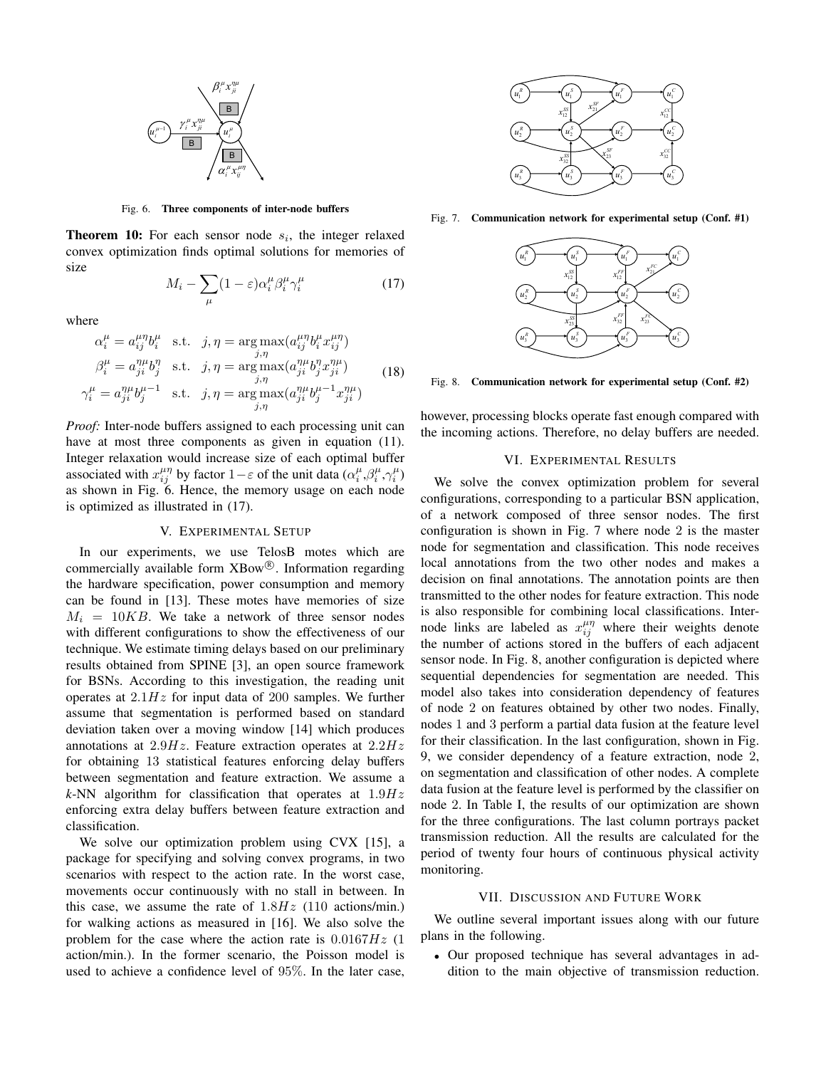Fig. 6. **Three components of inter-node buffers**

**Theorem 10:** For each sensor node $s_i$, the integer relaxed convex optimization finds optimal solutions for memories of size

$$M_i - \sum_{\mu}(1-\varepsilon)\alpha_i^{\mu}\beta_i^{\mu}\gamma_i^{\mu} \tag{17}$$

where

$$\begin{aligned}
\alpha_i^{\mu} &= a_{ij}^{\mu\eta}b_i^{\mu} \quad \text{s.t.} \quad j,\eta = \arg\max_{j,\eta}(a_{ij}^{\mu\eta}b_i^{\mu}x_{ij}^{\mu\eta}) \\
\beta_i^{\mu} &= a_{ji}^{\eta\mu}b_j^{\eta} \quad \text{s.t.} \quad j,\eta = \arg\max_{j,\eta}(a_{ji}^{\eta\mu}b_j^{\eta}x_{ji}^{\eta\mu}) \\
\gamma_i^{\mu} &= a_{ji}^{\eta\mu}b_j^{\mu-1} \quad \text{s.t.} \quad j,\eta = \arg\max_{j,\eta}(a_{ji}^{\eta\mu}b_j^{\mu-1}x_{ji}^{\eta\mu})
\end{aligned} \tag{18}$$

*Proof:* Inter-node buffers assigned to each processing unit can have at most three components as given in equation (11). Integer relaxation would increase size of each optimal buffer associated with $x_{ij}^{\mu\eta}$ by factor $1-\varepsilon$ of the unit data ($\alpha_i^{\mu}$,$\beta_i^{\mu}$,$\gamma_i^{\mu}$) as shown in Fig. 6. Hence, the memory usage on each node is optimized as illustrated in (17).

## V. Experimental Setup

In our experiments, we use TelosB motes which are commercially available form XBow®. Information regarding the hardware specification, power consumption and memory can be found in [13]. These motes have memories of size $M_i = 10KB$. We take a network of three sensor nodes with different configurations to show the effectiveness of our technique. We estimate timing delays based on our preliminary results obtained from SPINE [3], an open source framework for BSNs. According to this investigation, the reading unit operates at $2.1Hz$ for input data of 200 samples. We further assume that segmentation is performed based on standard deviation taken over a moving window [14] which produces annotations at $2.9Hz$. Feature extraction operates at $2.2Hz$ for obtaining 13 statistical features enforcing delay buffers between segmentation and feature extraction. We assume a $k$-NN algorithm for classification that operates at $1.9Hz$ enforcing extra delay buffers between feature extraction and classification.

We solve our optimization problem using CVX [15], a package for specifying and solving convex programs, in two scenarios with respect to the action rate. In the worst case, movements occur continuously with no stall in between. In this case, we assume the rate of $1.8Hz$ (110 actions/min.) for walking actions as measured in [16]. We also solve the problem for the case where the action rate is $0.0167Hz$ (1 action/min.). In the former scenario, the Poisson model is used to achieve a confidence level of 95%. In the later case, however, processing blocks operate fast enough compared with the incoming actions. Therefore, no delay buffers are needed.

Fig. 7. **Communication network for experimental setup (Conf. #1)**

Fig. 8. **Communication network for experimental setup (Conf. #2)**

## VI. Experimental Results

We solve the convex optimization problem for several configurations, corresponding to a particular BSN application, of a network composed of three sensor nodes. The first configuration is shown in Fig. 7 where node 2 is the master node for segmentation and classification. This node receives local annotations from the two other nodes and makes a decision on final annotations. The annotation points are then transmitted to the other nodes for feature extraction. This node is also responsible for combining local classifications. Inter-node links are labeled as $x_{ij}^{\mu\eta}$ where their weights denote the number of actions stored in the buffers of each adjacent sensor node. In Fig. 8, another configuration is depicted where sequential dependencies for segmentation are needed. This model also takes into consideration dependency of features of node 2 on features obtained by other two nodes. Finally, nodes 1 and 3 perform a partial data fusion at the feature level for their classification. In the last configuration, shown in Fig. 9, we consider dependency of a feature extraction, node 2, on segmentation and classification of other nodes. A complete data fusion at the feature level is performed by the classifier on node 2. In Table I, the results of our optimization are shown for the three configurations. The last column portrays packet transmission reduction. All the results are calculated for the period of twenty four hours of continuous physical activity monitoring.

## VII. Discussion and Future Work

We outline several important issues along with our future plans in the following.

- Our proposed technique has several advantages in addition to the main objective of transmission reduction.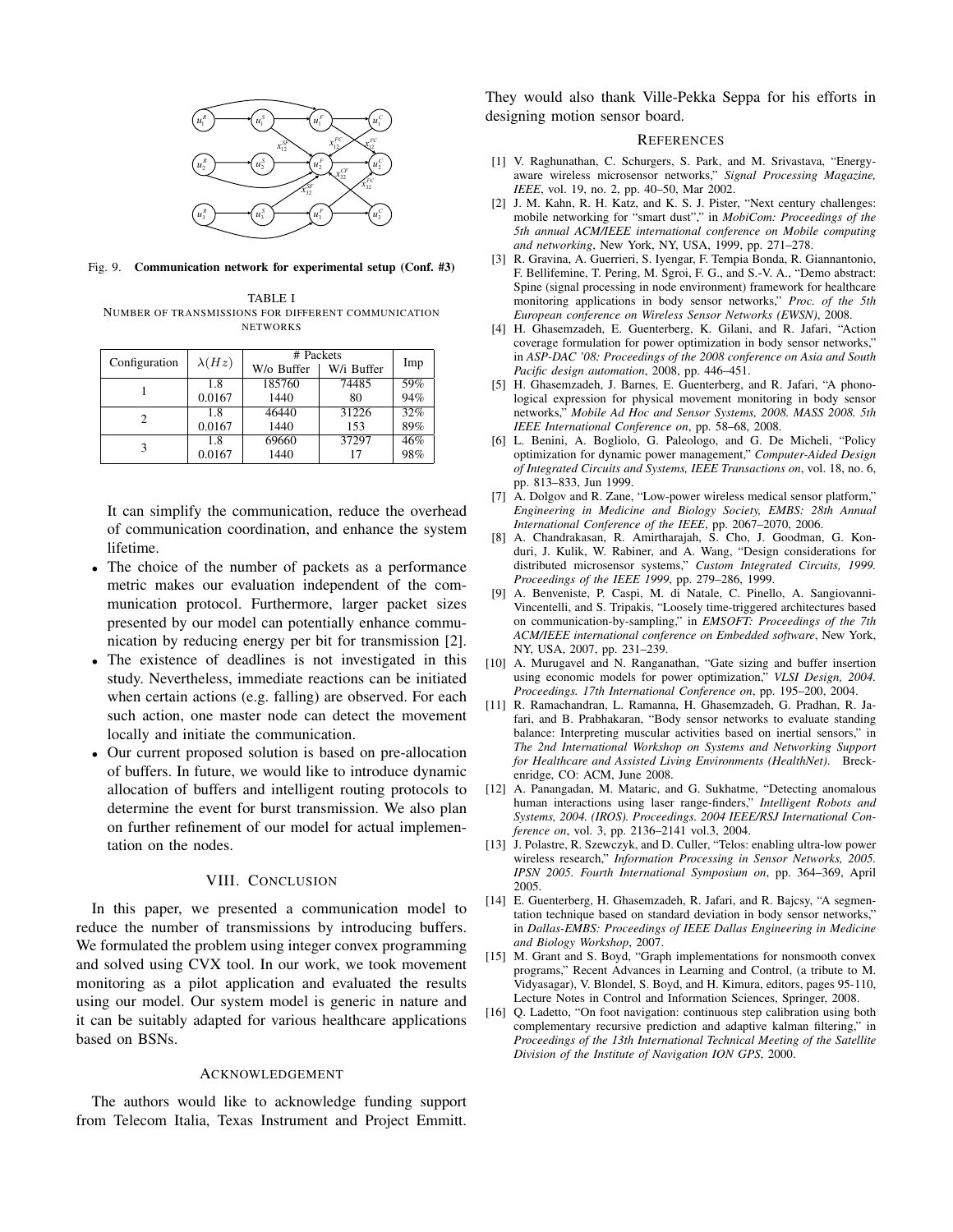Fig. 9. **Communication network for experimental setup (Conf. #3)**

TABLE I
NUMBER OF TRANSMISSIONS FOR DIFFERENT COMMUNICATION NETWORKS

| Configuration | $\lambda(Hz)$ | # Packets | | Imp |
|---|---|---|---|---|
| | | W/o Buffer | W/i Buffer | |
| 1 | 1.8 | 185760 | 74485 | 59% |
| | 0.0167 | 1440 | 80 | 94% |
| 2 | 1.8 | 46440 | 31226 | 32% |
| | 0.0167 | 1440 | 153 | 89% |
| 3 | 1.8 | 69660 | 37297 | 46% |
| | 0.0167 | 1440 | 17 | 98% |

It can simplify the communication, reduce the overhead of communication coordination, and enhance the system lifetime.

- The choice of the number of packets as a performance metric makes our evaluation independent of the communication protocol. Furthermore, larger packet sizes presented by our model can potentially enhance communication by reducing energy per bit for transmission [2].
- The existence of deadlines is not investigated in this study. Nevertheless, immediate reactions can be initiated when certain actions (e.g. falling) are observed. For each such action, one master node can detect the movement locally and initiate the communication.
- Our current proposed solution is based on pre-allocation of buffers. In future, we would like to introduce dynamic allocation of buffers and intelligent routing protocols to determine the event for burst transmission. We also plan on further refinement of our model for actual implementation on the nodes.

## VIII. Conclusion

In this paper, we presented a communication model to reduce the number of transmissions by introducing buffers. We formulated the problem using integer convex programming and solved using CVX tool. In our work, we took movement monitoring as a pilot application and evaluated the results using our model. Our system model is generic in nature and it can be suitably adapted for various healthcare applications based on BSNs.

## Acknowledgement

The authors would like to acknowledge funding support from Telecom Italia, Texas Instrument and Project Emmitt. They would also thank Ville-Pekka Seppa for his efforts in designing motion sensor board.

## References

[1] V. Raghunathan, C. Schurgers, S. Park, and M. Srivastava, "Energy-aware wireless microsensor networks," *Signal Processing Magazine, IEEE*, vol. 19, no. 2, pp. 40–50, Mar 2002.

[2] J. M. Kahn, R. H. Katz, and K. S. J. Pister, "Next century challenges: mobile networking for "smart dust"," in *MobiCom: Proceedings of the 5th annual ACM/IEEE international conference on Mobile computing and networking*, New York, NY, USA, 1999, pp. 271–278.

[3] R. Gravina, A. Guerrieri, S. Iyengar, F. Tempia Bonda, R. Giannantonio, F. Bellifemine, T. Pering, M. Sgroi, F. G., and S.-V. A., "Demo abstract: Spine (signal processing in node environment) framework for healthcare monitoring applications in body sensor networks," *Proc. of the 5th European conference on Wireless Sensor Networks (EWSN)*, 2008.

[4] H. Ghasemzadeh, E. Guenterberg, K. Gilani, and R. Jafari, "Action coverage formulation for power optimization in body sensor networks," in *ASP-DAC '08: Proceedings of the 2008 conference on Asia and South Pacific design automation*, 2008, pp. 446–451.

[5] H. Ghasemzadeh, J. Barnes, E. Guenterberg, and R. Jafari, "A phonological expression for physical movement monitoring in body sensor networks," *Mobile Ad Hoc and Sensor Systems, 2008. MASS 2008. 5th IEEE International Conference on*, pp. 58–68, 2008.

[6] L. Benini, A. Bogliolo, G. Paleologo, and G. De Micheli, "Policy optimization for dynamic power management," *Computer-Aided Design of Integrated Circuits and Systems, IEEE Transactions on*, vol. 18, no. 6, pp. 813–833, Jun 1999.

[7] A. Dolgov and R. Zane, "Low-power wireless medical sensor platform," *Engineering in Medicine and Biology Society, EMBS: 28th Annual International Conference of the IEEE*, pp. 2067–2070, 2006.

[8] A. Chandrakasan, R. Amirtharajah, S. Cho, J. Goodman, G. Konduri, J. Kulik, W. Rabiner, and A. Wang, "Design considerations for distributed microsensor systems," *Custom Integrated Circuits, 1999. Proceedings of the IEEE 1999*, pp. 279–286, 1999.

[9] A. Benveniste, P. Caspi, M. di Natale, C. Pinello, A. Sangiovanni-Vincentelli, and S. Tripakis, "Loosely time-triggered architectures based on communication-by-sampling," in *EMSOFT: Proceedings of the 7th ACM/IEEE international conference on Embedded software*, New York, NY, USA, 2007, pp. 231–239.

[10] A. Murugavel and N. Ranganathan, "Gate sizing and buffer insertion using economic models for power optimization," *VLSI Design, 2004. Proceedings. 17th International Conference on*, pp. 195–200, 2004.

[11] R. Ramachandran, L. Ramanna, H. Ghasemzadeh, G. Pradhan, R. Jafari, and B. Prabhakaran, "Body sensor networks to evaluate standing balance: Interpreting muscular activities based on inertial sensors," in *The 2nd International Workshop on Systems and Networking Support for Healthcare and Assisted Living Environments (HealthNet)*. Breckenridge, CO: ACM, June 2008.

[12] A. Panangadan, M. Mataric, and G. Sukhatme, "Detecting anomalous human interactions using laser range-finders," *Intelligent Robots and Systems, 2004. (IROS). Proceedings. 2004 IEEE/RSJ International Conference on*, vol. 3, pp. 2136–2141 vol.3, 2004.

[13] J. Polastre, R. Szewczyk, and D. Culler, "Telos: enabling ultra-low power wireless research," *Information Processing in Sensor Networks, 2005. IPSN 2005. Fourth International Symposium on*, pp. 364–369, April 2005.

[14] E. Guenterberg, H. Ghasemzadeh, R. Jafari, and R. Bajcsy, "A segmentation technique based on standard deviation in body sensor networks," in *Dallas-EMBS: Proceedings of IEEE Dallas Engineering in Medicine and Biology Workshop*, 2007.

[15] M. Grant and S. Boyd, "Graph implementations for nonsmooth convex programs," Recent Advances in Learning and Control, (a tribute to M. Vidyasagar), V. Blondel, S. Boyd, and H. Kimura, editors, pages 95-110, Lecture Notes in Control and Information Sciences, Springer, 2008.

[16] Q. Ladetto, "On foot navigation: continuous step calibration using both complementary recursive prediction and adaptive kalman filtering," in *Proceedings of the 13th International Technical Meeting of the Satellite Division of the Institute of Navigation ION GPS*, 2000.